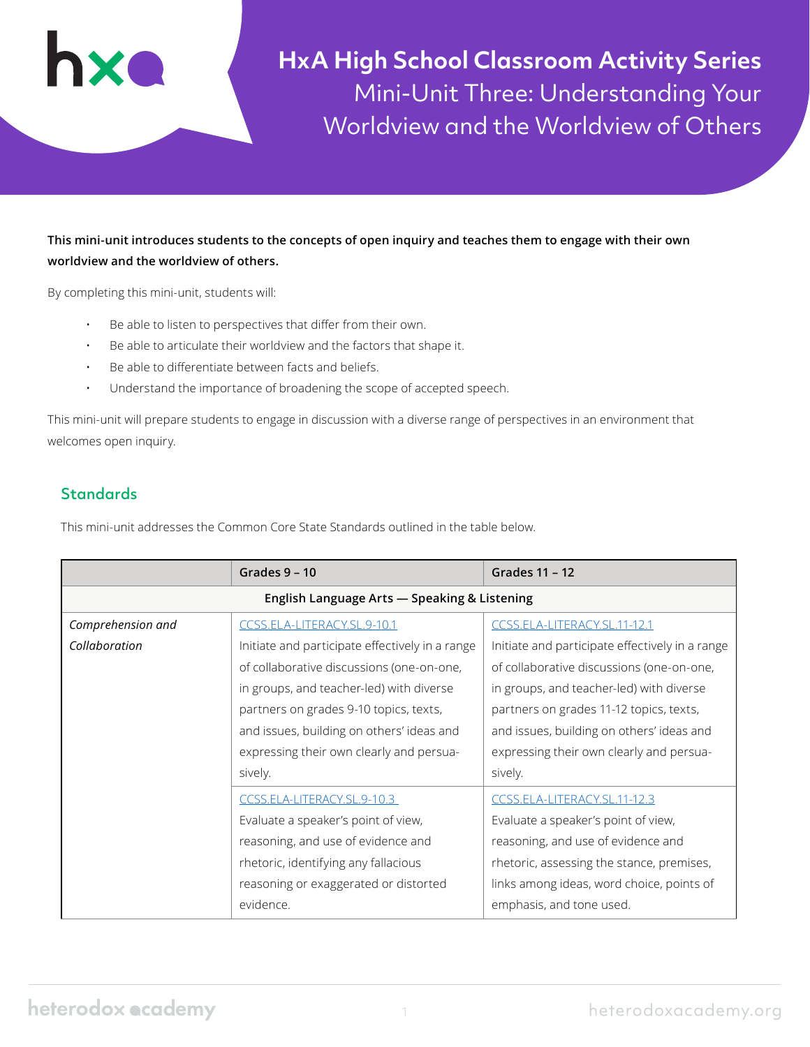# HxA High School Classroom Activity Series

## Mini-Unit Three: Understanding Your Worldview and the Worldview of Others

**This mini-unit introduces students to the concepts of open inquiry and teaches them to engage with their own worldview and the worldview of others.**

By completing this mini-unit, students will:

- Be able to listen to perspectives that differ from their own.
- Be able to articulate their worldview and the factors that shape it.
- Be able to differentiate between facts and beliefs.
- Understand the importance of broadening the scope of accepted speech.

This mini-unit will prepare students to engage in discussion with a diverse range of perspectives in an environment that welcomes open inquiry.

## Standards

This mini-unit addresses the Common Core State Standards outlined in the table below.

| | Grades 9 – 10 | Grades 11 – 12 |
|---|---|---|
| **English Language Arts — Speaking & Listening** | | |
| *Comprehension and Collaboration* | CCSS.ELA-LITERACY.SL.9-10.1<br>Initiate and participate effectively in a range of collaborative discussions (one-on-one, in groups, and teacher-led) with diverse partners on grades 9-10 topics, texts, and issues, building on others' ideas and expressing their own clearly and persuasively. | CCSS.ELA-LITERACY.SL.11-12.1<br>Initiate and participate effectively in a range of collaborative discussions (one-on-one, in groups, and teacher-led) with diverse partners on grades 11-12 topics, texts, and issues, building on others' ideas and expressing their own clearly and persuasively. |
| | CCSS.ELA-LITERACY.SL.9-10.3<br>Evaluate a speaker's point of view, reasoning, and use of evidence and rhetoric, identifying any fallacious reasoning or exaggerated or distorted evidence. | CCSS.ELA-LITERACY.SL.11-12.3<br>Evaluate a speaker's point of view, reasoning, and use of evidence and rhetoric, assessing the stance, premises, links among ideas, word choice, points of emphasis, and tone used. |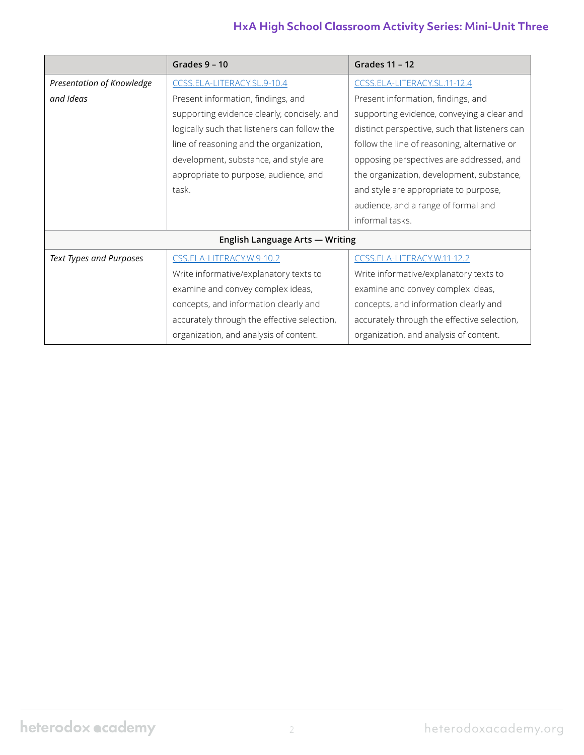| | Grades 9 – 10 | Grades 11 – 12 |
|---|---|---|
| *Presentation of Knowledge and Ideas* | CCSS.ELA-LITERACY.SL.9-10.4 Present information, findings, and supporting evidence clearly, concisely, and logically such that listeners can follow the line of reasoning and the organization, development, substance, and style are appropriate to purpose, audience, and task. | CCSS.ELA-LITERACY.SL.11-12.4 Present information, findings, and supporting evidence, conveying a clear and distinct perspective, such that listeners can follow the line of reasoning, alternative or opposing perspectives are addressed, and the organization, development, substance, and style are appropriate to purpose, audience, and a range of formal and informal tasks. |
| **English Language Arts — Writing** | | |
| *Text Types and Purposes* | CSS.ELA-LITERACY.W.9-10.2 Write informative/explanatory texts to examine and convey complex ideas, concepts, and information clearly and accurately through the effective selection, organization, and analysis of content. | CCSS.ELA-LITERACY.W.11-12.2 Write informative/explanatory texts to examine and convey complex ideas, concepts, and information clearly and accurately through the effective selection, organization, and analysis of content. |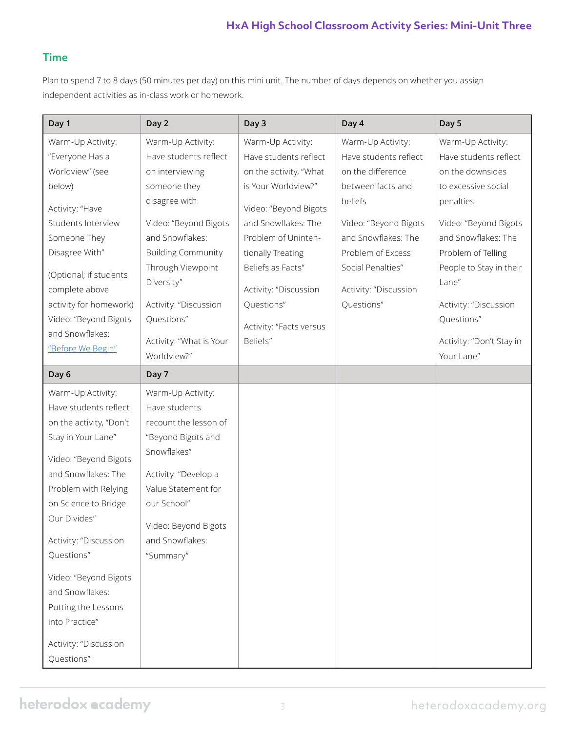## Time

Plan to spend 7 to 8 days (50 minutes per day) on this mini unit. The number of days depends on whether you assign independent activities as in-class work or homework.

| Day 1 | Day 2 | Day 3 | Day 4 | Day 5 |
|---|---|---|---|---|
| Warm-Up Activity: "Everyone Has a Worldview" (see below)<br><br>Activity: "Have Students Interview Someone They Disagree With"<br><br>(Optional; if students complete above activity for homework) Video: "Beyond Bigots and Snowflakes: "Before We Begin" | Warm-Up Activity: Have students reflect on interviewing someone they disagree with<br><br>Video: "Beyond Bigots and Snowflakes: Building Community Through Viewpoint Diversity"<br><br>Activity: "Discussion Questions"<br><br>Activity: "What is Your Worldview?" | Warm-Up Activity: Have students reflect on the activity, "What is Your Worldview?"<br><br>Video: "Beyond Bigots and Snowflakes: The Problem of Unintentionally Treating Beliefs as Facts"<br><br>Activity: "Discussion Questions"<br><br>Activity: "Facts versus Beliefs" | Warm-Up Activity: Have students reflect on the difference between facts and beliefs<br><br>Video: "Beyond Bigots and Snowflakes: The Problem of Excess Social Penalties"<br><br>Activity: "Discussion Questions" | Warm-Up Activity: Have students reflect on the downsides to excessive social penalties<br><br>Video: "Beyond Bigots and Snowflakes: The Problem of Telling People to Stay in their Lane"<br><br>Activity: "Discussion Questions"<br><br>Activity: "Don't Stay in Your Lane" |
| **Day 6** | **Day 7** | | | |
| Warm-Up Activity: Have students reflect on the activity, "Don't Stay in Your Lane"<br><br>Video: "Beyond Bigots and Snowflakes: The Problem with Relying on Science to Bridge Our Divides"<br><br>Activity: "Discussion Questions"<br><br>Video: "Beyond Bigots and Snowflakes: Putting the Lessons into Practice"<br><br>Activity: "Discussion Questions" | Warm-Up Activity: Have students recount the lesson of "Beyond Bigots and Snowflakes"<br><br>Activity: "Develop a Value Statement for our School"<br><br>Video: Beyond Bigots and Snowflakes: "Summary" | | | |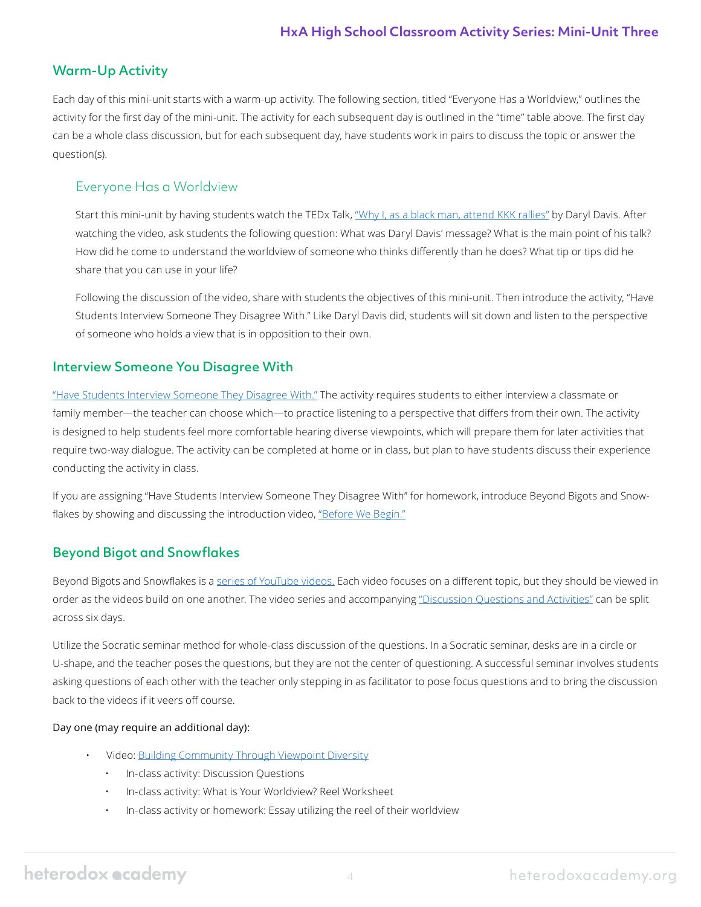## Warm-Up Activity

Each day of this mini-unit starts with a warm-up activity. The following section, titled "Everyone Has a Worldview," outlines the activity for the first day of the mini-unit. The activity for each subsequent day is outlined in the "time" table above. The first day can be a whole class discussion, but for each subsequent day, have students work in pairs to discuss the topic or answer the question(s).

### Everyone Has a Worldview

Start this mini-unit by having students watch the TEDx Talk, "Why I, as a black man, attend KKK rallies" by Daryl Davis. After watching the video, ask students the following question: What was Daryl Davis' message? What is the main point of his talk? How did he come to understand the worldview of someone who thinks differently than he does? What tip or tips did he share that you can use in your life?

Following the discussion of the video, share with students the objectives of this mini-unit. Then introduce the activity, "Have Students Interview Someone They Disagree With." Like Daryl Davis did, students will sit down and listen to the perspective of someone who holds a view that is in opposition to their own.

## Interview Someone You Disagree With

"Have Students Interview Someone They Disagree With." The activity requires students to either interview a classmate or family member—the teacher can choose which—to practice listening to a perspective that differs from their own. The activity is designed to help students feel more comfortable hearing diverse viewpoints, which will prepare them for later activities that require two-way dialogue. The activity can be completed at home or in class, but plan to have students discuss their experience conducting the activity in class.

If you are assigning "Have Students Interview Someone They Disagree With" for homework, introduce Beyond Bigots and Snowflakes by showing and discussing the introduction video, "Before We Begin."

## Beyond Bigot and Snowflakes

Beyond Bigots and Snowflakes is a series of YouTube videos. Each video focuses on a different topic, but they should be viewed in order as the videos build on one another. The video series and accompanying "Discussion Questions and Activities" can be split across six days.

Utilize the Socratic seminar method for whole-class discussion of the questions. In a Socratic seminar, desks are in a circle or U-shape, and the teacher poses the questions, but they are not the center of questioning. A successful seminar involves students asking questions of each other with the teacher only stepping in as facilitator to pose focus questions and to bring the discussion back to the videos if it veers off course.

Day one (may require an additional day):

- Video: Building Community Through Viewpoint Diversity
  - In-class activity: Discussion Questions
  - In-class activity: What is Your Worldview? Reel Worksheet
  - In-class activity or homework: Essay utilizing the reel of their worldview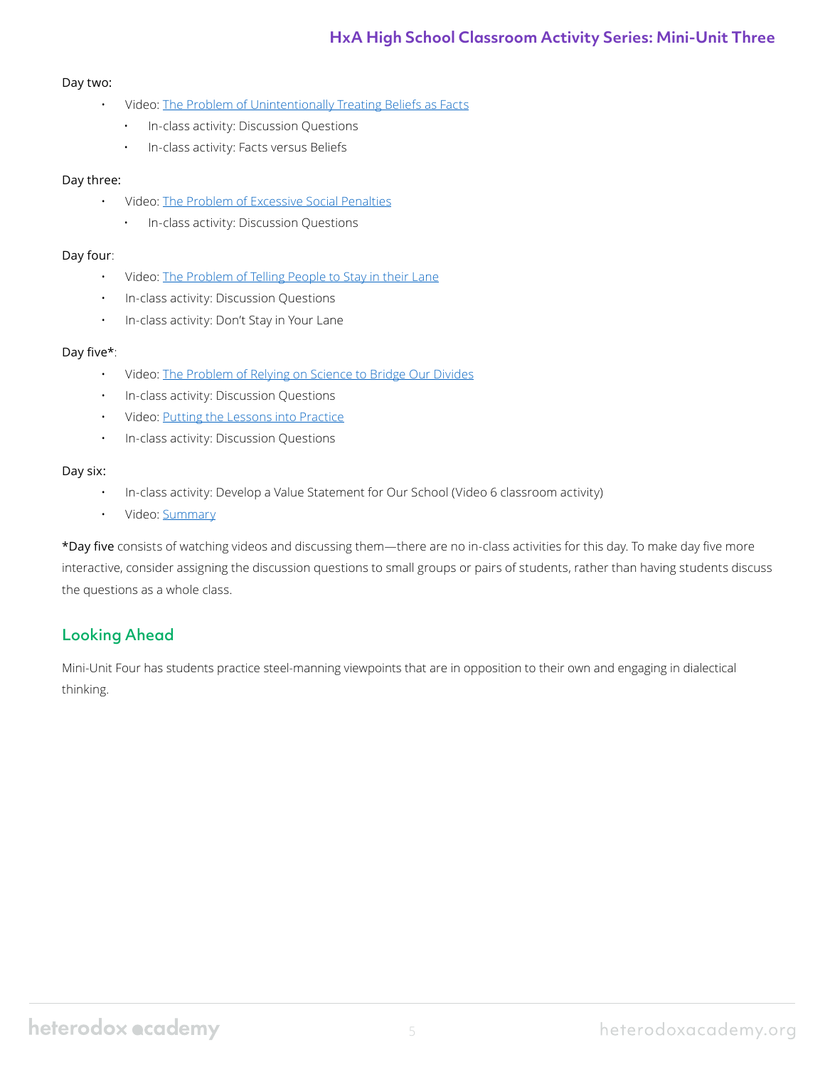Day two:

- Video: The Problem of Unintentionally Treating Beliefs as Facts
  - In-class activity: Discussion Questions
  - In-class activity: Facts versus Beliefs

Day three:

- Video: The Problem of Excessive Social Penalties
  - In-class activity: Discussion Questions

Day four:

- Video: The Problem of Telling People to Stay in their Lane
- In-class activity: Discussion Questions
- In-class activity: Don't Stay in Your Lane

Day five*:

- Video: The Problem of Relying on Science to Bridge Our Divides
- In-class activity: Discussion Questions
- Video: Putting the Lessons into Practice
- In-class activity: Discussion Questions

Day six:

- In-class activity: Develop a Value Statement for Our School (Video 6 classroom activity)
- Video: Summary

*Day five consists of watching videos and discussing them—there are no in-class activities for this day. To make day five more interactive, consider assigning the discussion questions to small groups or pairs of students, rather than having students discuss the questions as a whole class.

## Looking Ahead

Mini-Unit Four has students practice steel-manning viewpoints that are in opposition to their own and engaging in dialectical thinking.